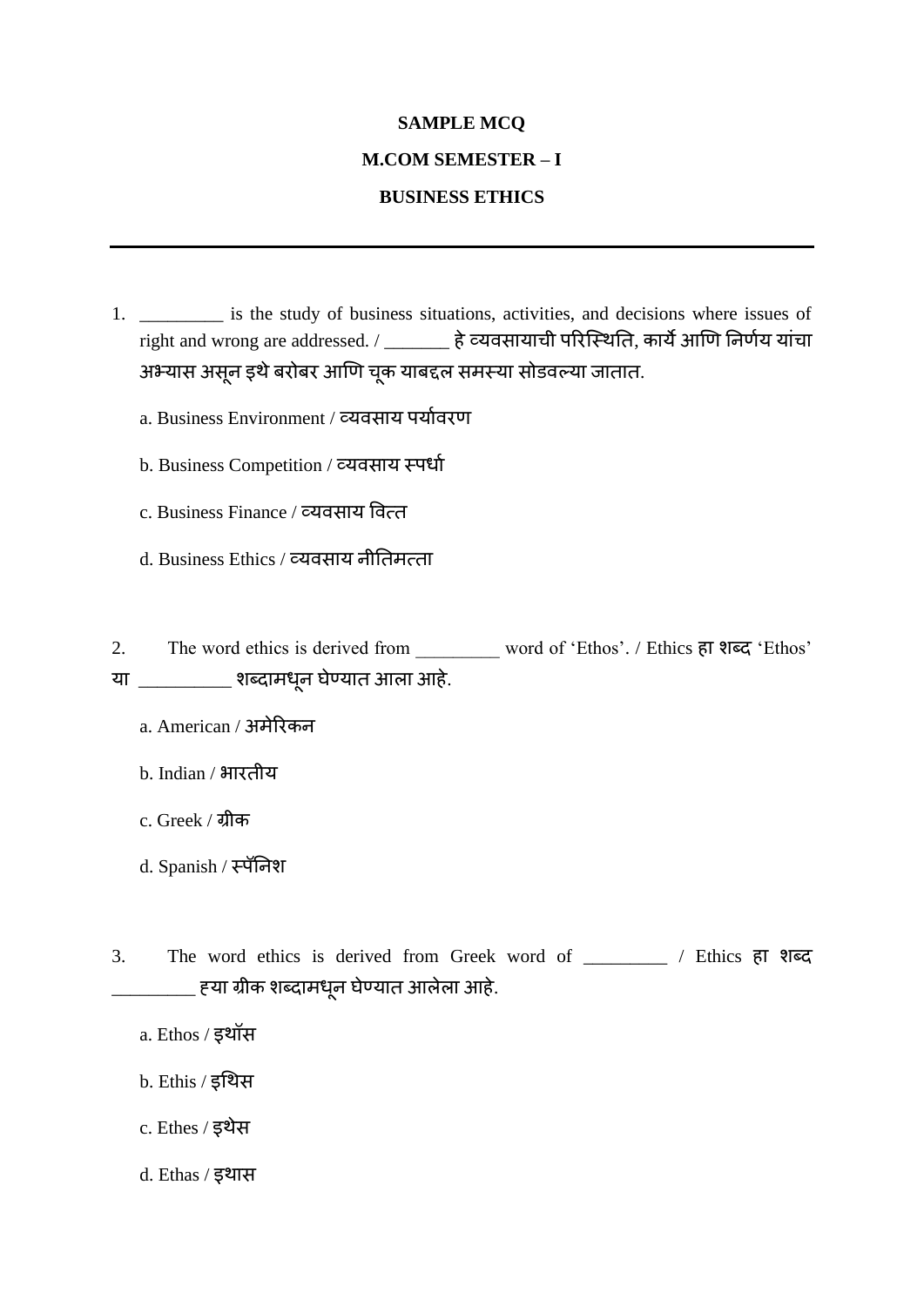**SAMPLE MCQ**

**M.COM SEMESTER – I**

**BUSINESS ETHICS**

---

1. _________ is the study of business situations, activities, and decisions where issues of right and wrong are addressed. / _______ हे व्यवसायाची परिस्थिति, कार्ये आणि निर्णय यांचा अभ्यास असून इथे बरोबर आणि चूक याबद्दल समस्या सोडवल्या जातात.

   a. Business Environment / व्यवसाय पर्यावरण

   b. Business Competition / व्यवसाय स्पर्धा

   c. Business Finance / व्यवसाय वित्त

   d. Business Ethics / व्यवसाय नीतिमत्ता

2. The word ethics is derived from _________ word of 'Ethos'. / Ethics हा शब्द 'Ethos' या __________ शब्दामधून घेण्यात आला आहे.

   a. American / अमेरिकन

   b. Indian / भारतीय

   c. Greek / ग्रीक

   d. Spanish / स्पॅनिश

3. The word ethics is derived from Greek word of _________ / Ethics हा शब्द _________ ह्या ग्रीक शब्दामधून घेण्यात आलेला आहे.

   a. Ethos / इथॉस

   b. Ethis / इथिस

   c. Ethes / इथेस

   d. Ethas / इथास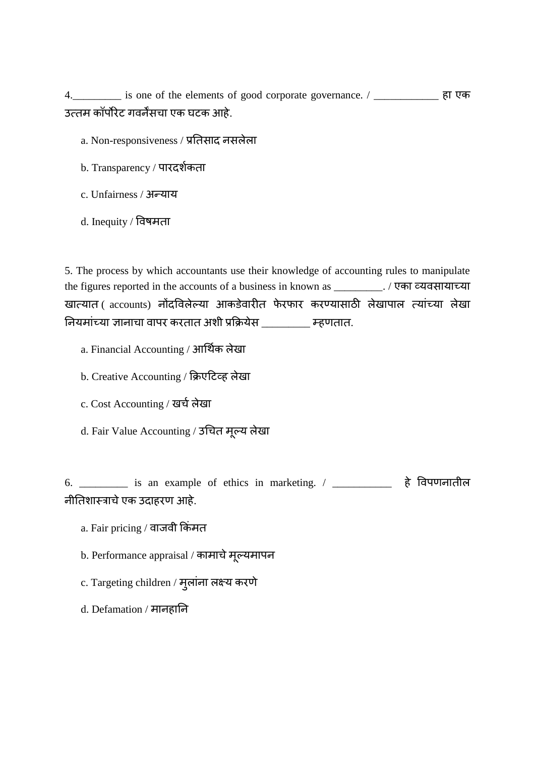4._________ is one of the elements of good corporate governance. / ____________ हा एक उत्तम कॉर्पोरेट गवर्नेंसचा एक घटक आहे.

a. Non-responsiveness / प्रतिसाद नसलेला

b. Transparency / पारदर्शकता

c. Unfairness / अन्याय

d. Inequity / विषमता

5. The process by which accountants use their knowledge of accounting rules to manipulate the figures reported in the accounts of a business in known as _________. / एका व्यवसायाच्या खात्यात ( accounts) नोंदविलेल्या आकडेवारीत फेरफार करण्यासाठी लेखापाल त्यांच्या लेखा नियमांच्या ज्ञानाचा वापर करतात अशी प्रक्रियेस _________ म्हणतात.

a. Financial Accounting / आर्थिक लेखा

b. Creative Accounting / क्रिएटिव्ह लेखा

c. Cost Accounting / खर्च लेखा

d. Fair Value Accounting / उचित मूल्य लेखा

6. _________ is an example of ethics in marketing. / ___________ हे विपणनातील नीतिशास्त्राचे एक उदाहरण आहे.

a. Fair pricing / वाजवी किंमत

b. Performance appraisal / कामाचे मूल्यमापन

c. Targeting children / मुलांना लक्ष्य करणे

d. Defamation / मानहानि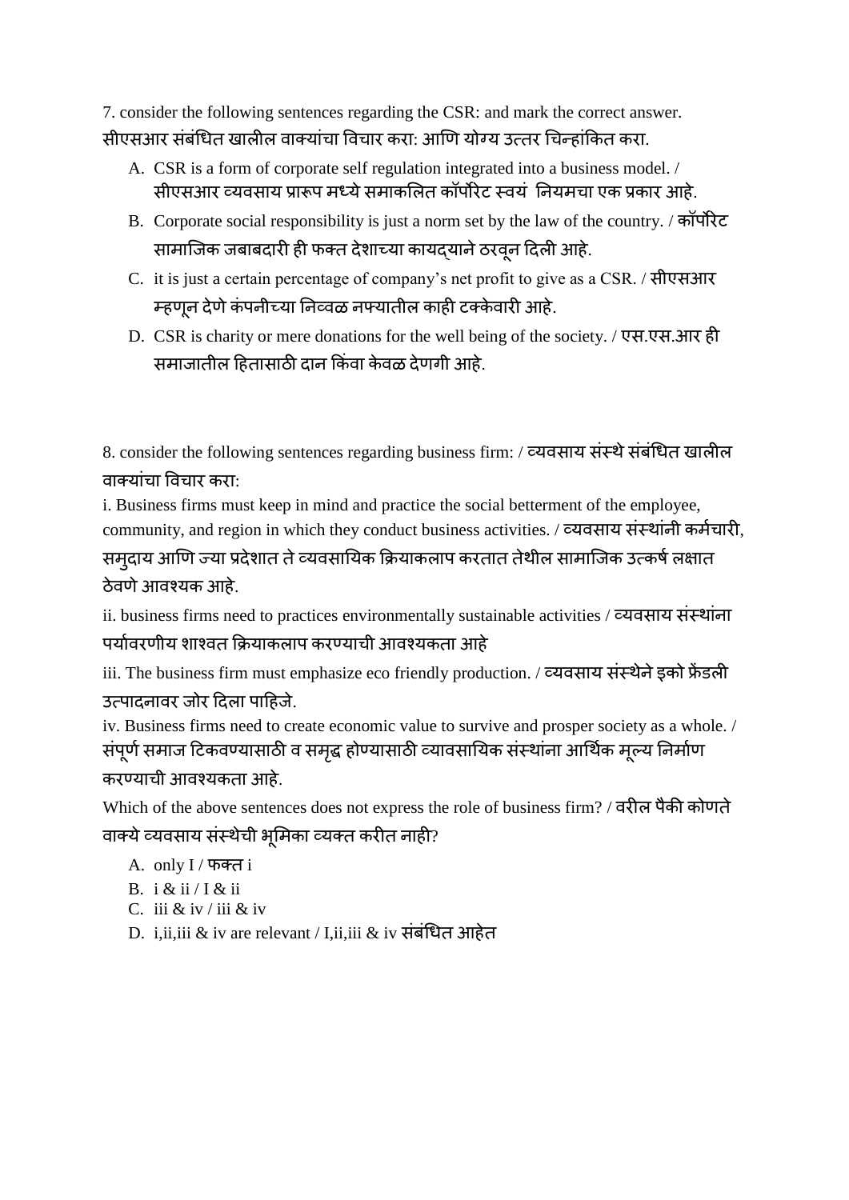7. consider the following sentences regarding the CSR: and mark the correct answer.
सीएसआर संबंधित खालील वाक्यांचा विचार करा: आणि योग्य उत्तर चिन्हांकित करा.

A. CSR is a form of corporate self regulation integrated into a business model. / सीएसआर व्यवसाय प्रारूप मध्ये समाकलित कॉर्पोरेट स्वयं नियमचा एक प्रकार आहे.
B. Corporate social responsibility is just a norm set by the law of the country. / कॉर्पोरेट सामाजिक जबाबदारी ही फक्त देशाच्या कायद्याने ठरवून दिली आहे.
C. it is just a certain percentage of company's net profit to give as a CSR. / सीएसआर म्हणून देणे कंपनीच्या निव्वळ नफ्यातील काही टक्केवारी आहे.
D. CSR is charity or mere donations for the well being of the society. / एस.एस.आर ही समाजातील हितासाठी दान किंवा केवळ देणगी आहे.

8. consider the following sentences regarding business firm: / व्यवसाय संस्थे संबंधित खालील वाक्यांचा विचार करा:

i. Business firms must keep in mind and practice the social betterment of the employee, community, and region in which they conduct business activities. / व्यवसाय संस्थांनी कर्मचारी, समुदाय आणि ज्या प्रदेशात ते व्यवसायिक क्रियाकलाप करतात तेथील सामाजिक उत्कर्ष लक्षात ठेवणे आवश्यक आहे.

ii. business firms need to practices environmentally sustainable activities / व्यवसाय संस्थांना पर्यावरणीय शाश्वत क्रियाकलाप करण्याची आवश्यकता आहे

iii. The business firm must emphasize eco friendly production. / व्यवसाय संस्थेने इको फ्रेंडली उत्पादनावर जोर दिला पाहिजे.

iv. Business firms need to create economic value to survive and prosper society as a whole. / संपूर्ण समाज टिकवण्यासाठी व समृद्ध होण्यासाठी व्यावसायिक संस्थांना आर्थिक मूल्य निर्माण करण्याची आवश्यकता आहे.

Which of the above sentences does not express the role of business firm? / वरील पैकी कोणते वाक्ये व्यवसाय संस्थेची भूमिका व्यक्त करीत नाही?

A. only I / फक्त i
B. i & ii / I & ii
C. iii & iv / iii & iv
D. i,ii,iii & iv are relevant / I,ii,iii & iv संबंधित आहेत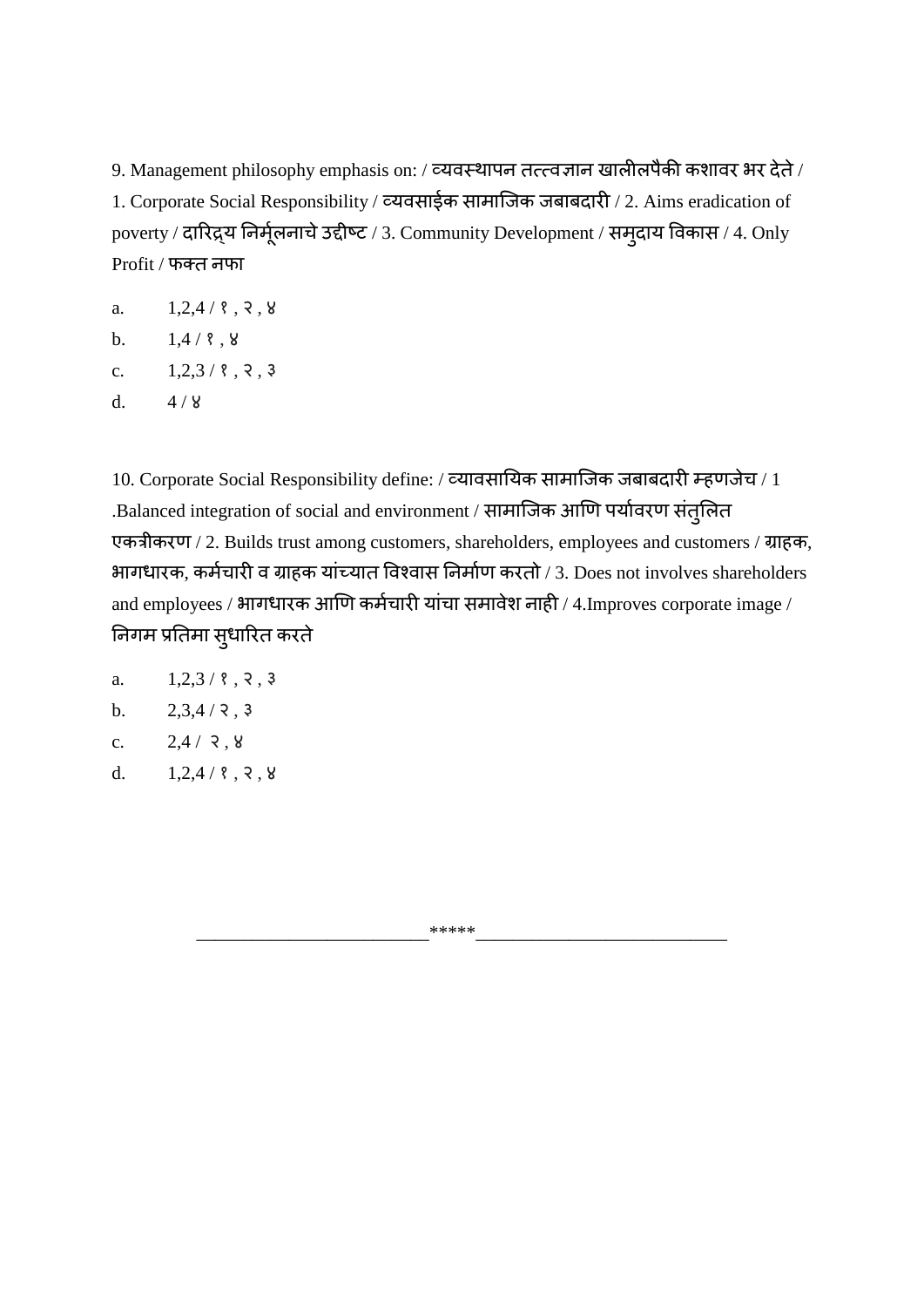9. Management philosophy emphasis on: / व्यवस्थापन तत्त्वज्ञान खालीलपैकी कशावर भर देते / 1. Corporate Social Responsibility / व्यवसाईक सामाजिक जबाबदारी / 2. Aims eradication of poverty / दारिद्र्य निर्मूलनाचे उद्दीष्ट / 3. Community Development / समुदाय विकास / 4. Only Profit / फक्त नफा

a. 1,2,4 / १ , २ , ४

b. 1,4 / १ , ४

c. 1,2,3 / १ , २ , ३

d. 4 / ४

10. Corporate Social Responsibility define: / व्यावसायिक सामाजिक जबाबदारी म्हणजेच / 1 .Balanced integration of social and environment / सामाजिक आणि पर्यावरण संतुलित एकत्रीकरण / 2. Builds trust among customers, shareholders, employees and customers / ग्राहक, भागधारक, कर्मचारी व ग्राहक यांच्यात विश्वास निर्माण करतो / 3. Does not involves shareholders and employees / भागधारक आणि कर्मचारी यांचा समावेश नाही / 4.Improves corporate image / निगम प्रतिमा सुधारित करते

a. 1,2,3 / १ , २ , ३

b. 2,3,4 / २ , ३

c. 2,4 / २ , ४

d. 1,2,4 / १ , २ , ४

_________________________*****___________________________